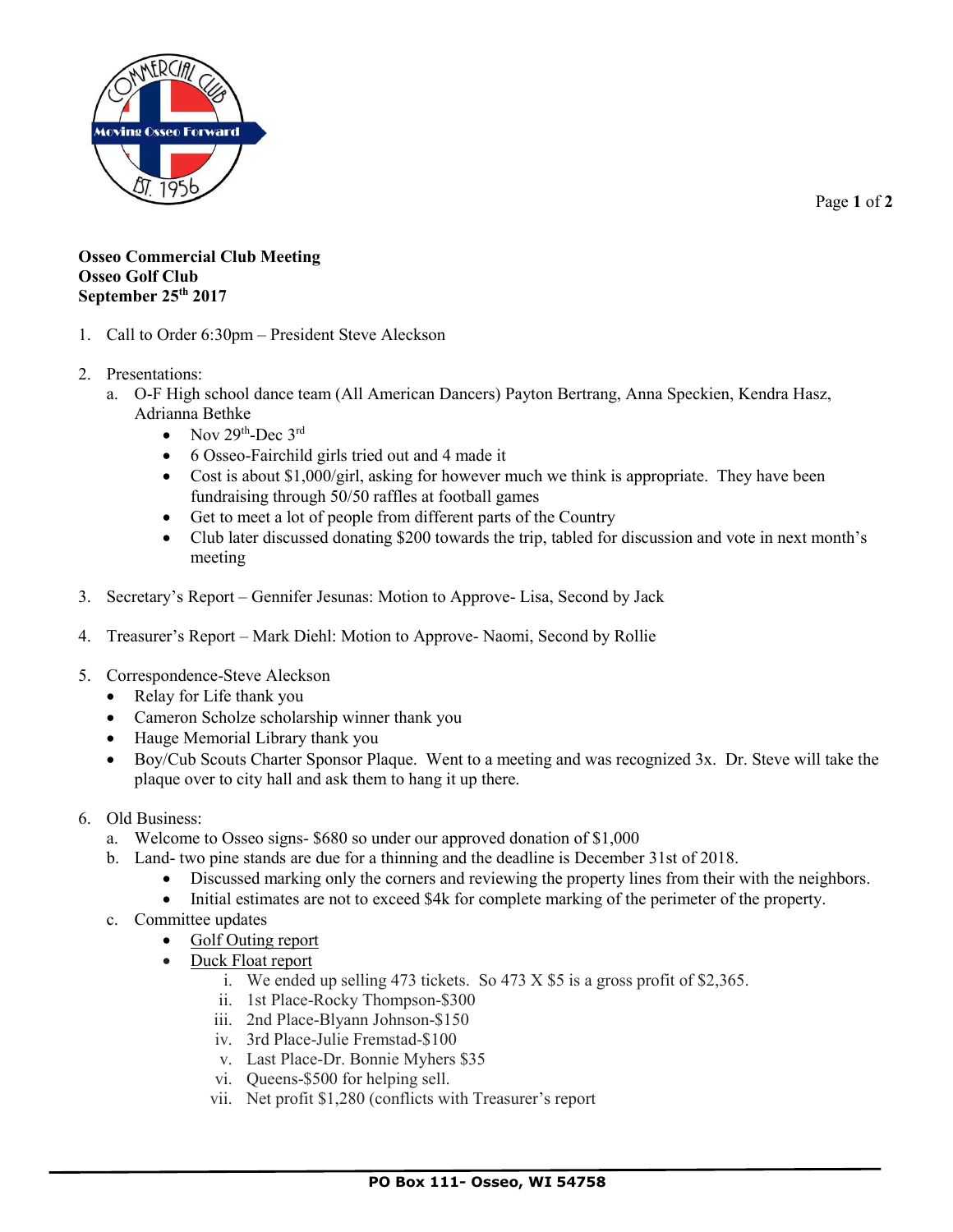**Osseo Commercial Club Meeting**
**Osseo Golf Club**
**September 25th 2017**

1. Call to Order 6:30pm – President Steve Aleckson

2. Presentations:
   a. O-F High school dance team (All American Dancers) Payton Bertrang, Anna Speckien, Kendra Hasz, Adrianna Bethke
      - Nov 29th-Dec 3rd
      - 6 Osseo-Fairchild girls tried out and 4 made it
      - Cost is about $1,000/girl, asking for however much we think is appropriate. They have been fundraising through 50/50 raffles at football games
      - Get to meet a lot of people from different parts of the Country
      - Club later discussed donating $200 towards the trip, tabled for discussion and vote in next month's meeting

3. Secretary's Report – Gennifer Jesunas: Motion to Approve- Lisa, Second by Jack

4. Treasurer's Report – Mark Diehl: Motion to Approve- Naomi, Second by Rollie

5. Correspondence-Steve Aleckson
   - Relay for Life thank you
   - Cameron Scholze scholarship winner thank you
   - Hauge Memorial Library thank you
   - Boy/Cub Scouts Charter Sponsor Plaque. Went to a meeting and was recognized 3x. Dr. Steve will take the plaque over to city hall and ask them to hang it up there.

6. Old Business:
   a. Welcome to Osseo signs- $680 so under our approved donation of $1,000
   b. Land- two pine stands are due for a thinning and the deadline is December 31st of 2018.
      - Discussed marking only the corners and reviewing the property lines from their with the neighbors.
      - Initial estimates are not to exceed $4k for complete marking of the perimeter of the property.
   c. Committee updates
      - Golf Outing report
      - Duck Float report
        i. We ended up selling 473 tickets. So 473 X $5 is a gross profit of $2,365.
        ii. 1st Place-Rocky Thompson-$300
        iii. 2nd Place-Blyann Johnson-$150
        iv. 3rd Place-Julie Fremstad-$100
        v. Last Place-Dr. Bonnie Myhers $35
        vi. Queens-$500 for helping sell.
        vii. Net profit $1,280 (conflicts with Treasurer's report

PO Box 111- Osseo, WI 54758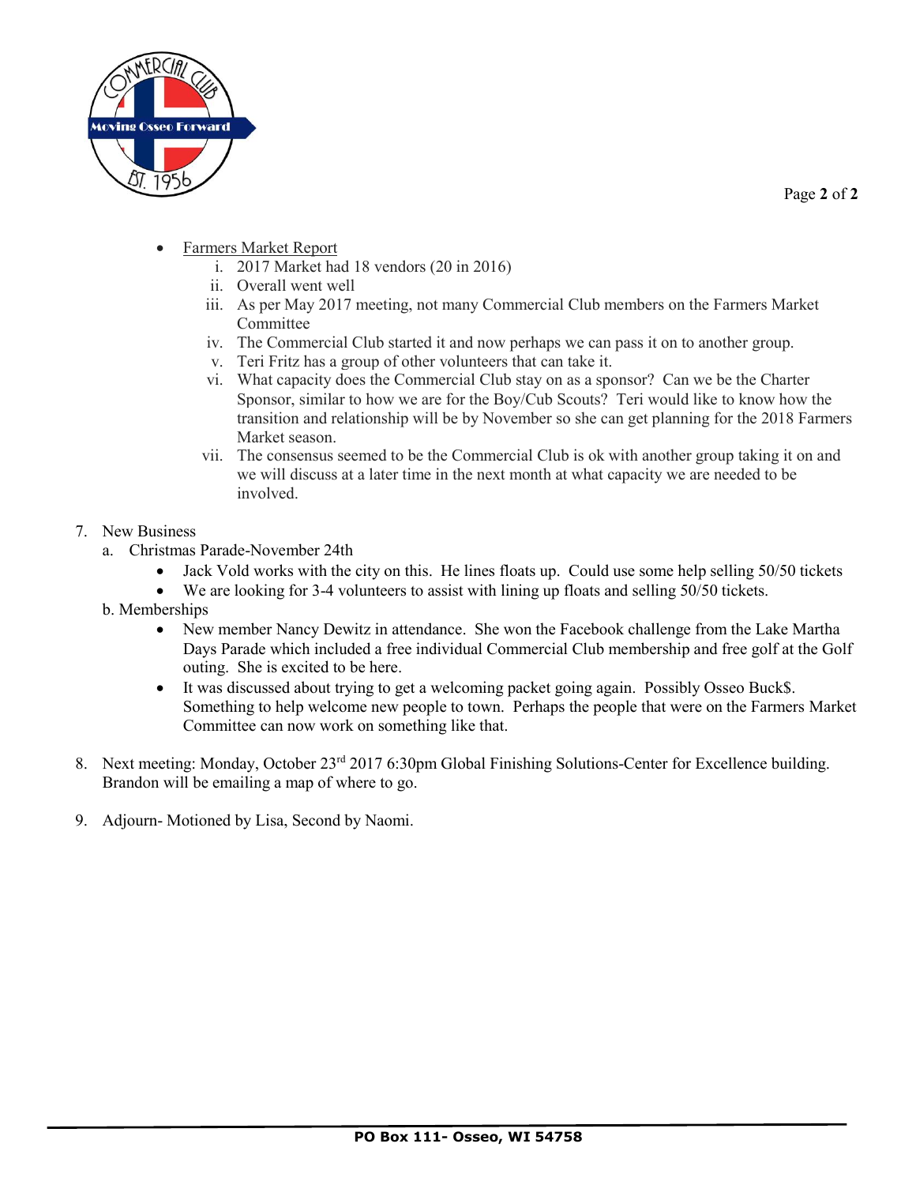- Farmers Market Report
    i. 2017 Market had 18 vendors (20 in 2016)
    ii. Overall went well
    iii. As per May 2017 meeting, not many Commercial Club members on the Farmers Market Committee
    iv. The Commercial Club started it and now perhaps we can pass it on to another group.
    v. Teri Fritz has a group of other volunteers that can take it.
    vi. What capacity does the Commercial Club stay on as a sponsor? Can we be the Charter Sponsor, similar to how we are for the Boy/Cub Scouts? Teri would like to know how the transition and relationship will be by November so she can get planning for the 2018 Farmers Market season.
    vii. The consensus seemed to be the Commercial Club is ok with another group taking it on and we will discuss at a later time in the next month at what capacity we are needed to be involved.

7. New Business
    a. Christmas Parade-November 24th
        - Jack Vold works with the city on this. He lines floats up. Could use some help selling 50/50 tickets
        - We are looking for 3-4 volunteers to assist with lining up floats and selling 50/50 tickets.

    b. Memberships
        - New member Nancy Dewitz in attendance. She won the Facebook challenge from the Lake Martha Days Parade which included a free individual Commercial Club membership and free golf at the Golf outing. She is excited to be here.
        - It was discussed about trying to get a welcoming packet going again. Possibly Osseo Buck$. Something to help welcome new people to town. Perhaps the people that were on the Farmers Market Committee can now work on something like that.

8. Next meeting: Monday, October 23rd 2017 6:30pm Global Finishing Solutions-Center for Excellence building. Brandon will be emailing a map of where to go.

9. Adjourn- Motioned by Lisa, Second by Naomi.

**PO Box 111- Osseo, WI 54758**